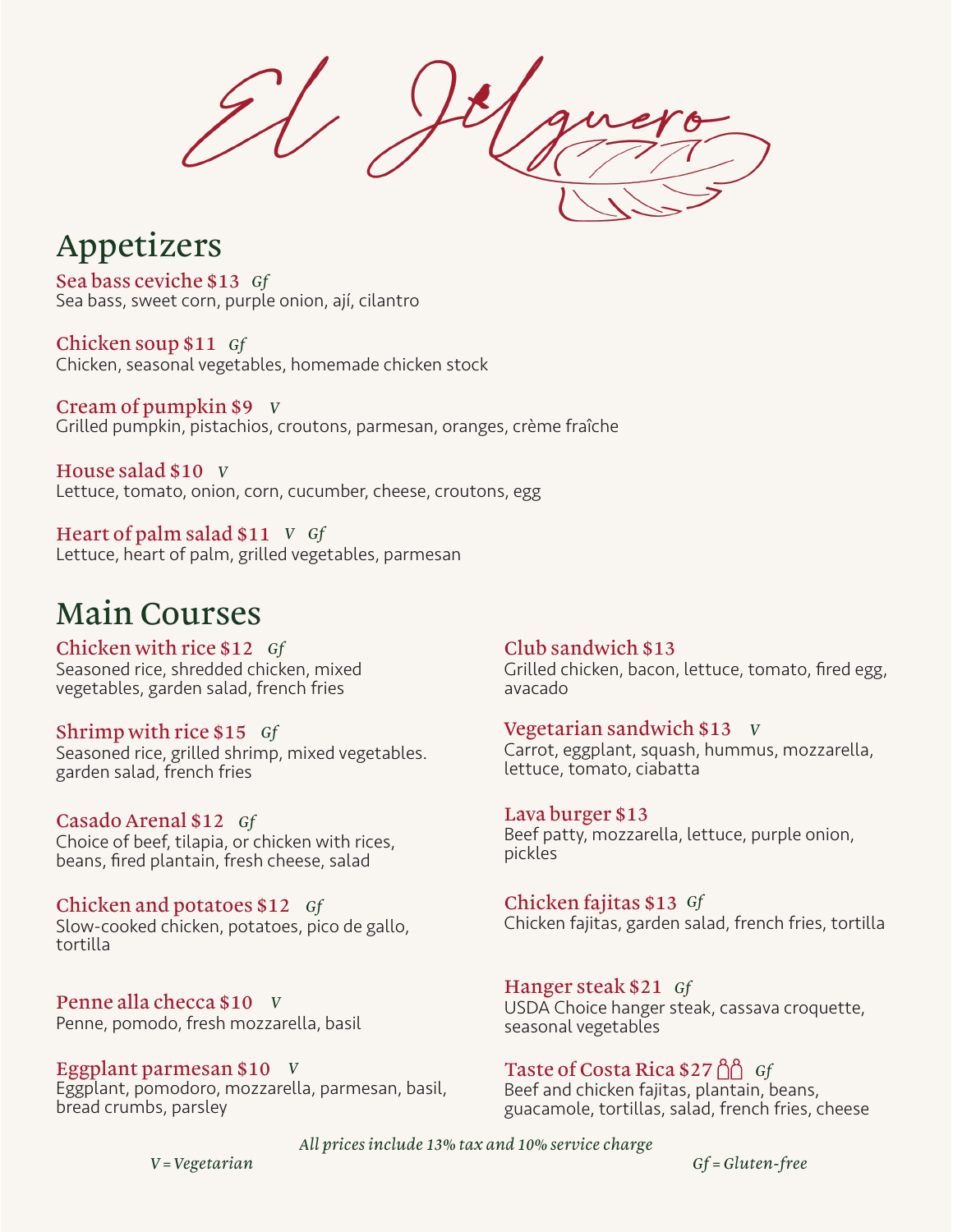# El Jilguero

## Appetizers

**Sea bass ceviche $13** *Gf*
Sea bass, sweet corn, purple onion, ají, cilantro

**Chicken soup $11** *Gf*
Chicken, seasonal vegetables, homemade chicken stock

**Cream of pumpkin $9** *V*
Grilled pumpkin, pistachios, croutons, parmesan, oranges, crème fraîche

**House salad $10** *V*
Lettuce, tomato, onion, corn, cucumber, cheese, croutons, egg

**Heart of palm salad $11** *V* *Gf*
Lettuce, heart of palm, grilled vegetables, parmesan

## Main Courses

**Chicken with rice $12** *Gf*
Seasoned rice, shredded chicken, mixed vegetables, garden salad, french fries

**Shrimp with rice $15** *Gf*
Seasoned rice, grilled shrimp, mixed vegetables. garden salad, french fries

**Casado Arenal $12** *Gf*
Choice of beef, tilapia, or chicken with rices, beans, fired plantain, fresh cheese, salad

**Chicken and potatoes $12** *Gf*
Slow-cooked chicken, potatoes, pico de gallo, tortilla

**Penne alla checca $10** *V*
Penne, pomodo, fresh mozzarella, basil

**Eggplant parmesan $10** *V*
Eggplant, pomodoro, mozzarella, parmesan, basil, bread crumbs, parsley

**Club sandwich $13**
Grilled chicken, bacon, lettuce, tomato, fired egg, avacado

**Vegetarian sandwich $13** *V*
Carrot, eggplant, squash, hummus, mozzarella, lettuce, tomato, ciabatta

**Lava burger $13**
Beef patty, mozzarella, lettuce, purple onion, pickles

**Chicken fajitas $13** *Gf*
Chicken fajitas, garden salad, french fries, tortilla

**Hanger steak $21** *Gf*
USDA Choice hanger steak, cassava croquette, seasonal vegetables

**Taste of Costa Rica $27** *Gf*
Beef and chicken fajitas, plantain, beans, guacamole, tortillas, salad, french fries, cheese

*All prices include 13% tax and 10% service charge*

*V = Vegetarian*

*Gf = Gluten-free*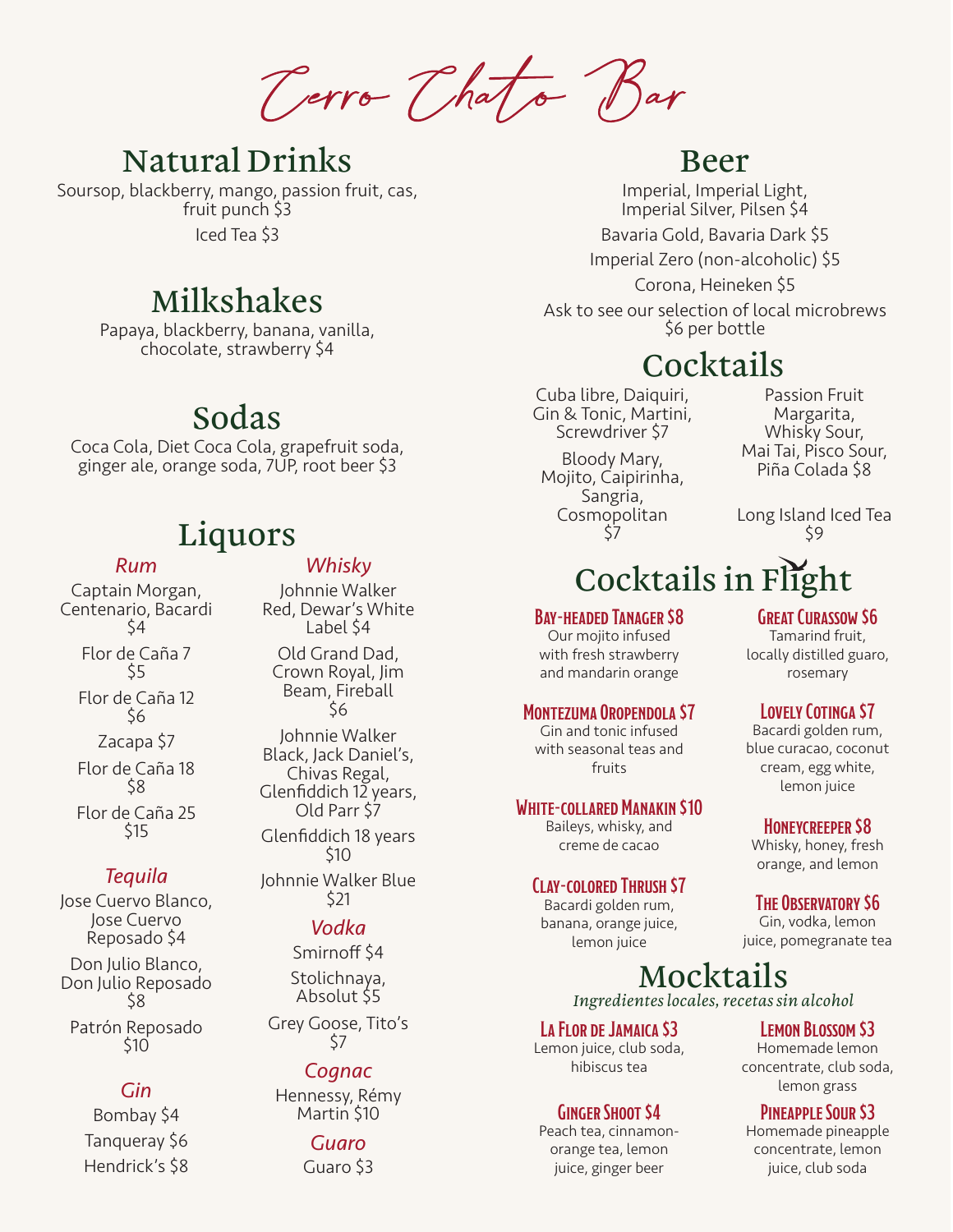# Cerro Chato Bar

## Natural Drinks

Soursop, blackberry, mango, passion fruit, cas, fruit punch $3

Iced Tea $3

## Milkshakes

Papaya, blackberry, banana, vanilla, chocolate, strawberry $4

## Sodas

Coca Cola, Diet Coca Cola, grapefruit soda, ginger ale, orange soda, 7UP, root beer $3

## Liquors

### *Rum*

Captain Morgan, Centenario, Bacardi $4

Flor de Caña 7 $5

Flor de Caña 12 $6

Zacapa $7

Flor de Caña 18 $8

Flor de Caña 25 $15

### *Tequila*

Jose Cuervo Blanco, Jose Cuervo Reposado $4

Don Julio Blanco, Don Julio Reposado $8

Patrón Reposado $10

### *Gin*

Bombay $4

Tanqueray $6

Hendrick's $8

### *Whisky*

Johnnie Walker Red, Dewar's White Label $4

Old Grand Dad, Crown Royal, Jim Beam, Fireball $6

Johnnie Walker Black, Jack Daniel's, Chivas Regal, Glenfiddich 12 years, Old Parr $7

Glenfiddich 18 years $10

Johnnie Walker Blue $21

### *Vodka*

Smirnoff $4

Stolichnaya, Absolut $5

Grey Goose, Tito's $7

### *Cognac*

Hennessy, Rémy Martin $10

### *Guaro*

Guaro $3

## Beer

Imperial, Imperial Light, Imperial Silver, Pilsen $4

Bavaria Gold, Bavaria Dark $5

Imperial Zero (non-alcoholic) $5

Corona, Heineken $5

Ask to see our selection of local microbrews $6 per bottle

## Cocktails

Cuba libre, Daiquiri, Gin & Tonic, Martini, Screwdriver $7

Bloody Mary, Mojito, Caipirinha, Sangria, Cosmopolitan $7

Passion Fruit Margarita, Whisky Sour, Mai Tai, Pisco Sour, Piña Colada $8

Long Island Iced Tea $9

## Cocktails in Flight

**Bay-headed Tanager $8**
Our mojito infused with fresh strawberry and mandarin orange

**Montezuma Oropendola $7**
Gin and tonic infused with seasonal teas and fruits

**White-collared Manakin $10**
Baileys, whisky, and creme de cacao

**Clay-colored Thrush $7**
Bacardi golden rum, banana, orange juice, lemon juice

**Great Curassow $6**
Tamarind fruit, locally distilled guaro, rosemary

**Lovely Cotinga $7**
Bacardi golden rum, blue curacao, coconut cream, egg white, lemon juice

**Honeycreeper $8**
Whisky, honey, fresh orange, and lemon

**The Observatory $6**
Gin, vodka, lemon juice, pomegranate tea

## Mocktails

*Ingredientes locales, recetas sin alcohol*

**La Flor de Jamaica $3**
Lemon juice, club soda, hibiscus tea

**Ginger Shoot $4**
Peach tea, cinnamon-orange tea, lemon juice, ginger beer

**Lemon Blossom $3**
Homemade lemon concentrate, club soda, lemon grass

**Pineapple Sour $3**
Homemade pineapple concentrate, lemon juice, club soda